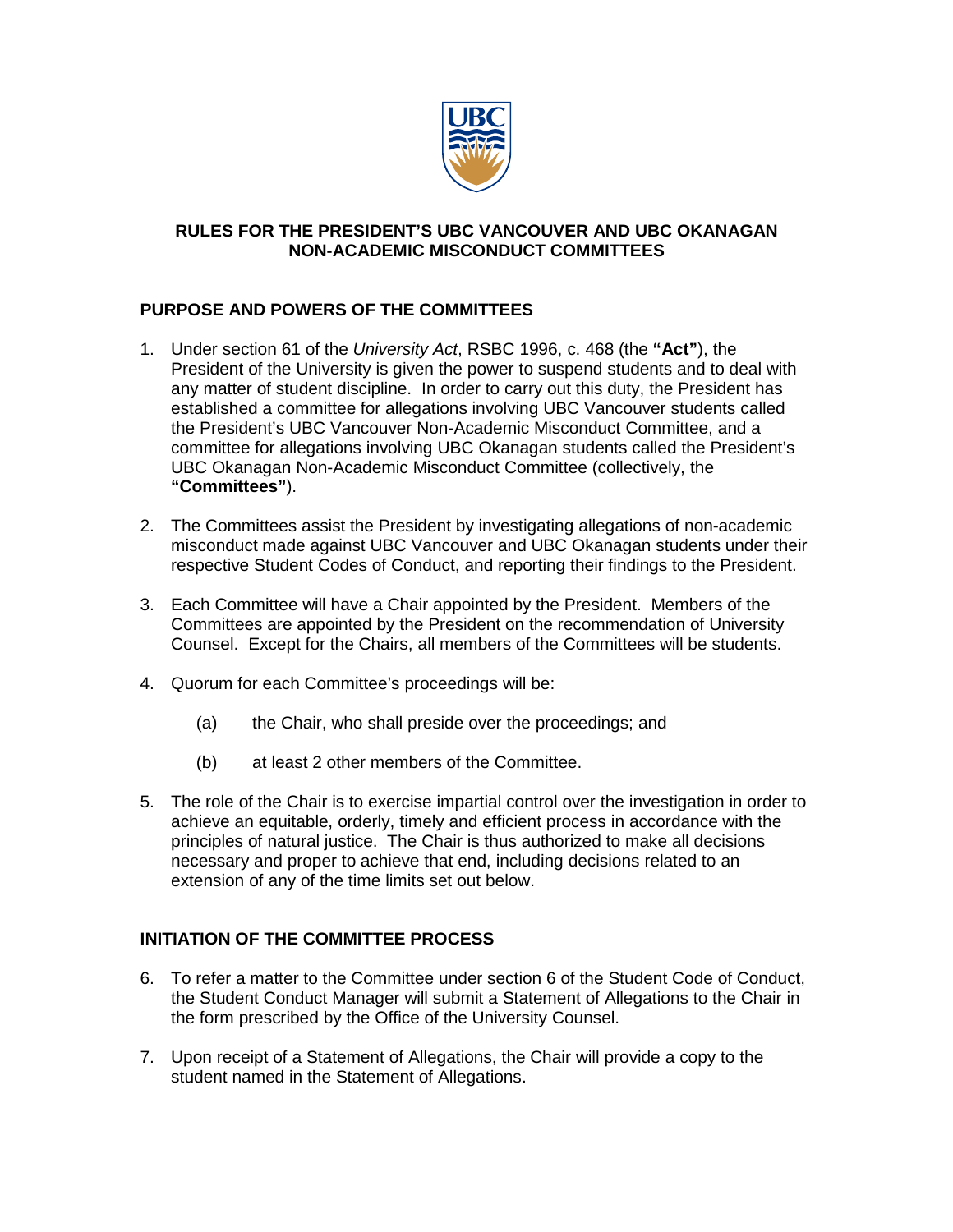# RULES FOR THE PRESIDENT'S UBC VANCOUVER AND UBC OKANAGAN NON-ACADEMIC MISCONDUCT COMMITTEES

## PURPOSE AND POWERS OF THE COMMITTEES

1. Under section 61 of the *University Act*, RSBC 1996, c. 468 (the **"Act"**), the President of the University is given the power to suspend students and to deal with any matter of student discipline. In order to carry out this duty, the President has established a committee for allegations involving UBC Vancouver students called the President's UBC Vancouver Non-Academic Misconduct Committee, and a committee for allegations involving UBC Okanagan students called the President's UBC Okanagan Non-Academic Misconduct Committee (collectively, the **"Committees"**).

2. The Committees assist the President by investigating allegations of non-academic misconduct made against UBC Vancouver and UBC Okanagan students under their respective Student Codes of Conduct, and reporting their findings to the President.

3. Each Committee will have a Chair appointed by the President. Members of the Committees are appointed by the President on the recommendation of University Counsel. Except for the Chairs, all members of the Committees will be students.

4. Quorum for each Committee's proceedings will be:

   (a) the Chair, who shall preside over the proceedings; and

   (b) at least 2 other members of the Committee.

5. The role of the Chair is to exercise impartial control over the investigation in order to achieve an equitable, orderly, timely and efficient process in accordance with the principles of natural justice. The Chair is thus authorized to make all decisions necessary and proper to achieve that end, including decisions related to an extension of any of the time limits set out below.

## INITIATION OF THE COMMITTEE PROCESS

6. To refer a matter to the Committee under section 6 of the Student Code of Conduct, the Student Conduct Manager will submit a Statement of Allegations to the Chair in the form prescribed by the Office of the University Counsel.

7. Upon receipt of a Statement of Allegations, the Chair will provide a copy to the student named in the Statement of Allegations.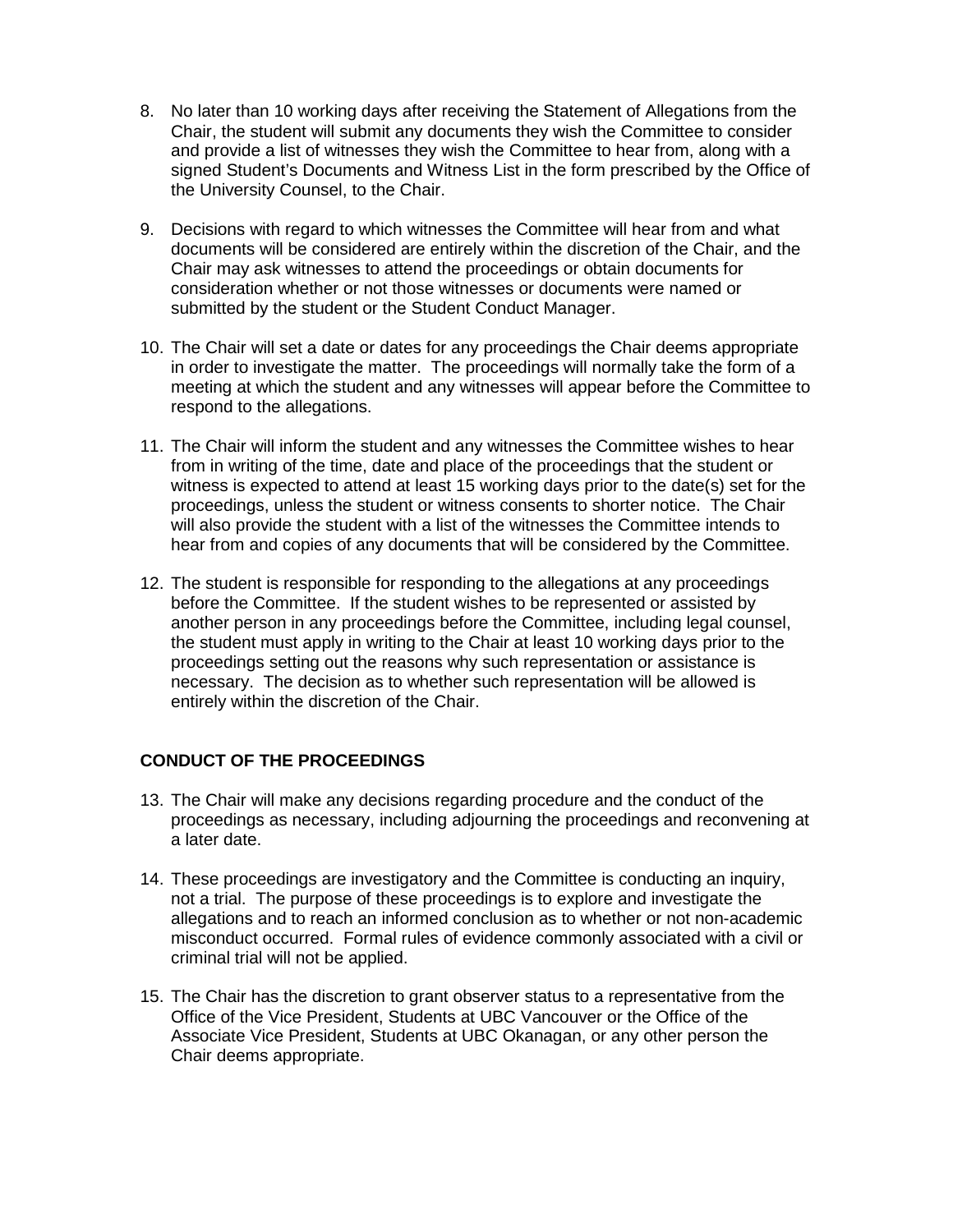8. No later than 10 working days after receiving the Statement of Allegations from the Chair, the student will submit any documents they wish the Committee to consider and provide a list of witnesses they wish the Committee to hear from, along with a signed Student's Documents and Witness List in the form prescribed by the Office of the University Counsel, to the Chair.

9. Decisions with regard to which witnesses the Committee will hear from and what documents will be considered are entirely within the discretion of the Chair, and the Chair may ask witnesses to attend the proceedings or obtain documents for consideration whether or not those witnesses or documents were named or submitted by the student or the Student Conduct Manager.

10. The Chair will set a date or dates for any proceedings the Chair deems appropriate in order to investigate the matter. The proceedings will normally take the form of a meeting at which the student and any witnesses will appear before the Committee to respond to the allegations.

11. The Chair will inform the student and any witnesses the Committee wishes to hear from in writing of the time, date and place of the proceedings that the student or witness is expected to attend at least 15 working days prior to the date(s) set for the proceedings, unless the student or witness consents to shorter notice. The Chair will also provide the student with a list of the witnesses the Committee intends to hear from and copies of any documents that will be considered by the Committee.

12. The student is responsible for responding to the allegations at any proceedings before the Committee. If the student wishes to be represented or assisted by another person in any proceedings before the Committee, including legal counsel, the student must apply in writing to the Chair at least 10 working days prior to the proceedings setting out the reasons why such representation or assistance is necessary. The decision as to whether such representation will be allowed is entirely within the discretion of the Chair.

**CONDUCT OF THE PROCEEDINGS**

13. The Chair will make any decisions regarding procedure and the conduct of the proceedings as necessary, including adjourning the proceedings and reconvening at a later date.

14. These proceedings are investigatory and the Committee is conducting an inquiry, not a trial. The purpose of these proceedings is to explore and investigate the allegations and to reach an informed conclusion as to whether or not non-academic misconduct occurred. Formal rules of evidence commonly associated with a civil or criminal trial will not be applied.

15. The Chair has the discretion to grant observer status to a representative from the Office of the Vice President, Students at UBC Vancouver or the Office of the Associate Vice President, Students at UBC Okanagan, or any other person the Chair deems appropriate.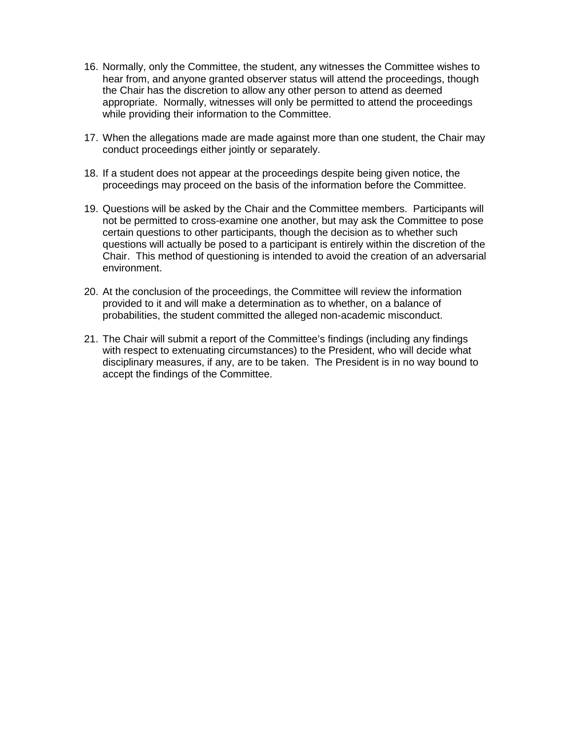16. Normally, only the Committee, the student, any witnesses the Committee wishes to hear from, and anyone granted observer status will attend the proceedings, though the Chair has the discretion to allow any other person to attend as deemed appropriate. Normally, witnesses will only be permitted to attend the proceedings while providing their information to the Committee.

17. When the allegations made are made against more than one student, the Chair may conduct proceedings either jointly or separately.

18. If a student does not appear at the proceedings despite being given notice, the proceedings may proceed on the basis of the information before the Committee.

19. Questions will be asked by the Chair and the Committee members. Participants will not be permitted to cross-examine one another, but may ask the Committee to pose certain questions to other participants, though the decision as to whether such questions will actually be posed to a participant is entirely within the discretion of the Chair. This method of questioning is intended to avoid the creation of an adversarial environment.

20. At the conclusion of the proceedings, the Committee will review the information provided to it and will make a determination as to whether, on a balance of probabilities, the student committed the alleged non-academic misconduct.

21. The Chair will submit a report of the Committee's findings (including any findings with respect to extenuating circumstances) to the President, who will decide what disciplinary measures, if any, are to be taken. The President is in no way bound to accept the findings of the Committee.